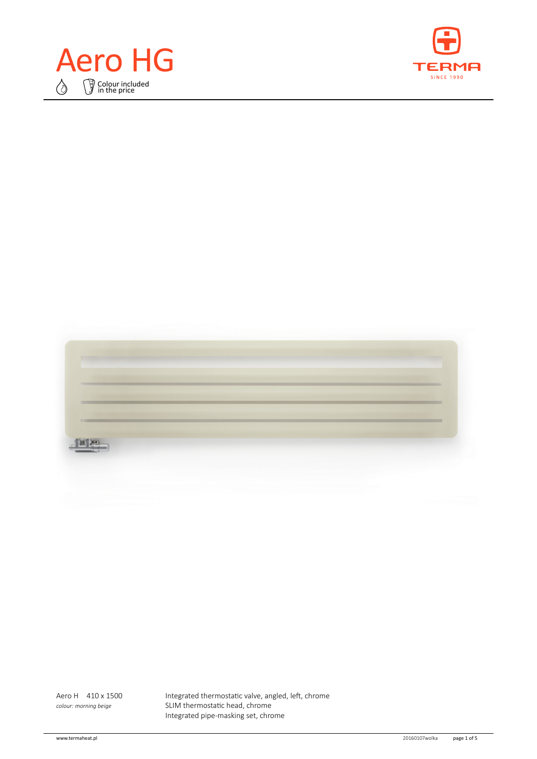# Aero HG

Colour included in the price

Aero H 410 x 1500
*colour: morning beige*

Integrated thermostatic valve, angled, left, chrome
SLIM thermostatic head, chrome
Integrated pipe-masking set, chrome

www.termaheat.pl

20160107wolka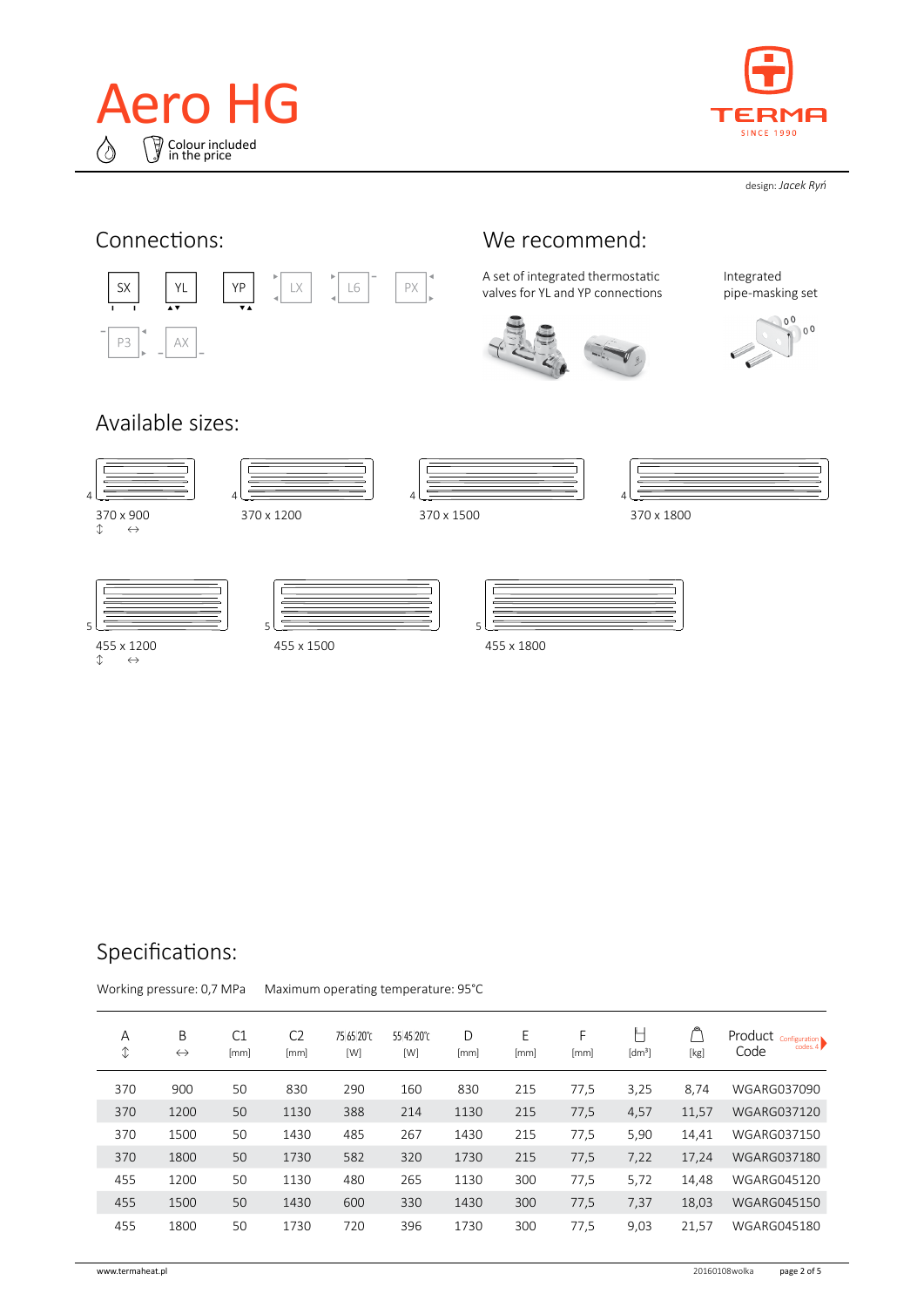# Aero HG

Colour included in the price

design: *Jacek Ryń*

## Connections:

SX YL YP LX L6 PX

P3 AX

## We recommend:

A set of integrated thermostatic valves for YL and YP connections

Integrated pipe-masking set

## Available sizes:

370 x 900

370 x 1200

370 x 1500

370 x 1800

455 x 1200

455 x 1500

455 x 1800

## Specifications:

Working pressure: 0,7 MPa     Maximum operating temperature: 95°C

| A ↕ | B ↔ | C1 [mm] | C2 [mm] | 75/65/20°C [W] | 55/45/20°C [W] | D [mm] | E [mm] | F [mm] | [dm³] | [kg] | Product Code |
|---|---|---|---|---|---|---|---|---|---|---|---|
| 370 | 900 | 50 | 830 | 290 | 160 | 830 | 215 | 77,5 | 3,25 | 8,74 | WGARG037090 |
| 370 | 1200 | 50 | 1130 | 388 | 214 | 1130 | 215 | 77,5 | 4,57 | 11,57 | WGARG037120 |
| 370 | 1500 | 50 | 1430 | 485 | 267 | 1430 | 215 | 77,5 | 5,90 | 14,41 | WGARG037150 |
| 370 | 1800 | 50 | 1730 | 582 | 320 | 1730 | 215 | 77,5 | 7,22 | 17,24 | WGARG037180 |
| 455 | 1200 | 50 | 1130 | 480 | 265 | 1130 | 300 | 77,5 | 5,72 | 14,48 | WGARG045120 |
| 455 | 1500 | 50 | 1430 | 600 | 330 | 1430 | 300 | 77,5 | 7,37 | 18,03 | WGARG045150 |
| 455 | 1800 | 50 | 1730 | 720 | 396 | 1730 | 300 | 77,5 | 9,03 | 21,57 | WGARG045180 |

www.termaheat.pl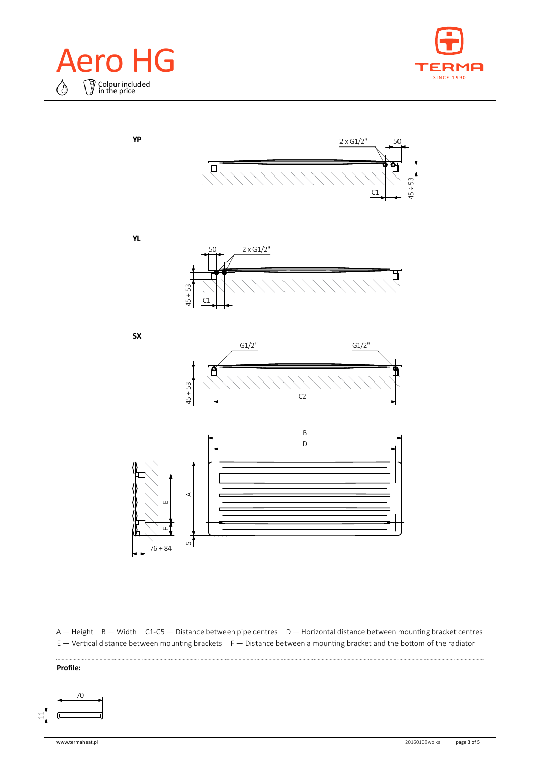# Aero HG

Colour included in the price

**YP**

2 x G1/2" 50

C1 45 ÷ 53

**YL**

50 2 x G1/2"

45 ÷ 53 C1

**SX**

G1/2" G1/2"

45 ÷ 53 C2

B D A E F 5 76 ÷ 84

A — Height B — Width C1-C5 — Distance between pipe centres D — Horizontal distance between mounting bracket centres
E — Vertical distance between mounting brackets F — Distance between a mounting bracket and the bottom of the radiator

**Profile:**

70

11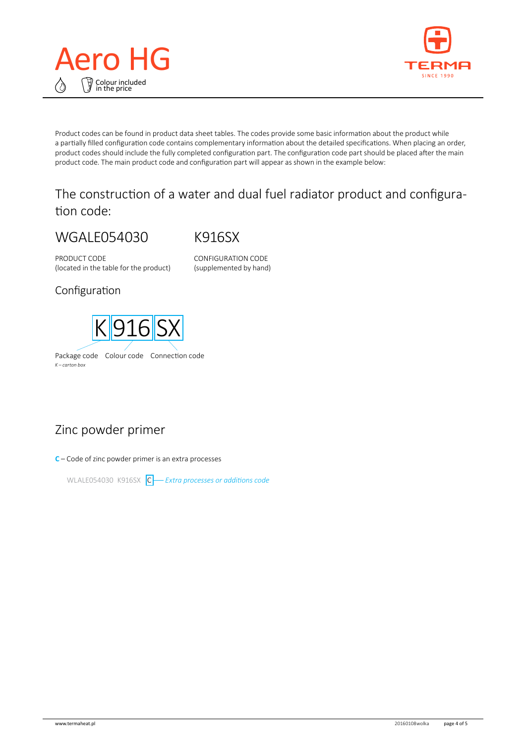# Aero HG

Colour included in the price

Product codes can be found in product data sheet tables. The codes provide some basic information about the product while a partially filled configuration code contains complementary information about the detailed specifications. When placing an order, product codes should include the fully completed configuration part. The configuration code part should be placed after the main product code. The main product code and configuration part will appear as shown in the example below:

## The construction of a water and dual fuel radiator product and configuration code:

### WGALE054030 K916SX

PRODUCT CODE (located in the table for the product)

CONFIGURATION CODE (supplemented by hand)

### Configuration

K | 916 | SX

Package code — Colour code — Connection code

*K – carton box*

## Zinc powder primer

**C** – Code of zinc powder primer is an extra processes

WLALE054030 K916SX C — *Extra processes or additions code*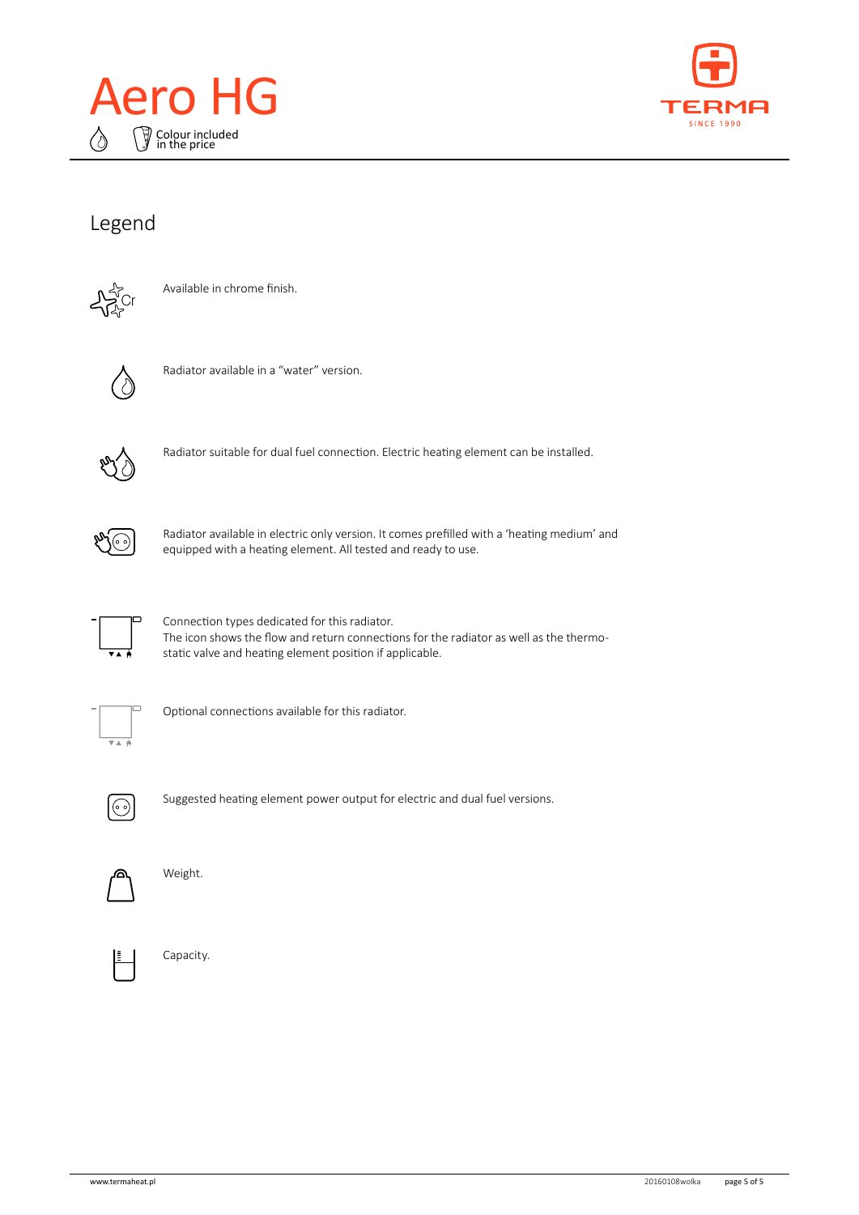# Aero HG

Colour included in the price

## Legend

Available in chrome finish.

Radiator available in a “water” version.

Radiator suitable for dual fuel connection. Electric heating element can be installed.

Radiator available in electric only version. It comes prefilled with a ‘heating medium’ and equipped with a heating element. All tested and ready to use.

Connection types dedicated for this radiator.
The icon shows the flow and return connections for the radiator as well as the thermostatic valve and heating element position if applicable.

Optional connections available for this radiator.

Suggested heating element power output for electric and dual fuel versions.

Weight.

Capacity.